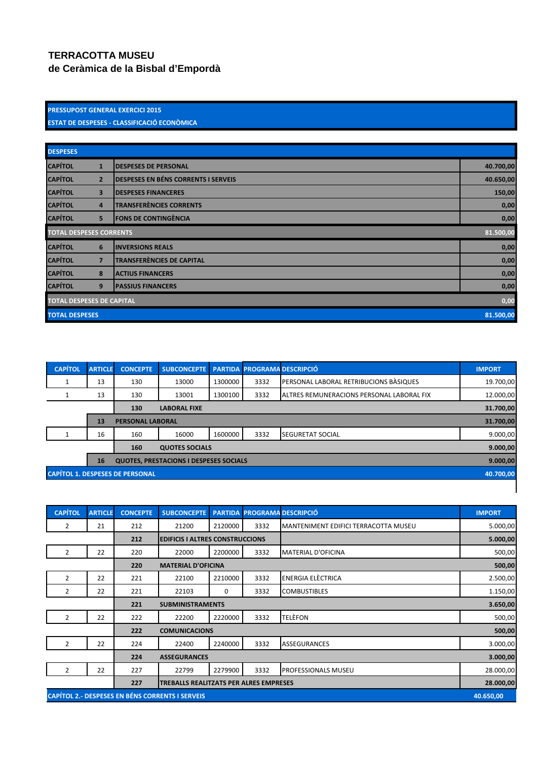# TERRACOTTA MUSEU
## de Ceràmica de la Bisbal d'Empordà

**PRESSUPOST GENERAL EXERCICI 2015**
**ESTAT DE DESPESES - CLASSIFICACIÓ ECONÒMICA**

| DESPESES | | | |
|---|---|---|---|
| CAPÍTOL | 1 | DESPESES DE PERSONAL | 40.700,00 |
| CAPÍTOL | 2 | DESPESES EN BÉNS CORRENTS I SERVEIS | 40.650,00 |
| CAPÍTOL | 3 | DESPESES FINANCERES | 150,00 |
| CAPÍTOL | 4 | TRANSFERÈNCIES CORRENTS | 0,00 |
| CAPÍTOL | 5 | FONS DE CONTINGÈNCIA | 0,00 |
| TOTAL DESPESES CORRENTS | | | 81.500,00 |
| CAPÍTOL | 6 | INVERSIONS REALS | 0,00 |
| CAPÍTOL | 7 | TRANSFERÈNCIES DE CAPITAL | 0,00 |
| CAPÍTOL | 8 | ACTIUS FINANCERS | 0,00 |
| CAPÍTOL | 9 | PASSIUS FINANCERS | 0,00 |
| TOTAL DESPESES DE CAPITAL | | | 0,00 |
| TOTAL DESPESES | | | 81.500,00 |

| CAPÍTOL | ARTICLE | CONCEPTE | SUBCONCEPTE | PARTIDA | PROGRAMA | DESCRIPCIÓ | IMPORT |
|---|---|---|---|---|---|---|---|
| 1 | 13 | 130 | 13000 | 1300000 | 3332 | PERSONAL LABORAL RETRIBUCIONS BÀSIQUES | 19.700,00 |
| 1 | 13 | 130 | 13001 | 1300100 | 3332 | ALTRES REMUNERACIONS PERSONAL LABORAL FIX | 12.000,00 |
| | | 130 | LABORAL FIXE | | | | 31.700,00 |
| | 13 | PERSONAL LABORAL | | | | | 31.700,00 |
| 1 | 16 | 160 | 16000 | 1600000 | 3332 | SEGURETAT SOCIAL | 9.000,00 |
| | | 160 | QUOTES SOCIALS | | | | 9.000,00 |
| | 16 | QUOTES, PRESTACIONS I DESPESES SOCIALS | | | | | 9.000,00 |
| CAPÍTOL 1. DESPESES DE PERSONAL | | | | | | | 40.700,00 |

| CAPÍTOL | ARTICLE | CONCEPTE | SUBCONCEPTE | PARTIDA | PROGRAMA | DESCRIPCIÓ | IMPORT |
|---|---|---|---|---|---|---|---|
| 2 | 21 | 212 | 21200 | 2120000 | 3332 | MANTENIMENT EDIFICI TERRACOTTA MUSEU | 5.000,00 |
| | | 212 | EDIFICIS I ALTRES CONSTRUCCIONS | | | | 5.000,00 |
| 2 | 22 | 220 | 22000 | 2200000 | 3332 | MATERIAL D'OFICINA | 500,00 |
| | | 220 | MATERIAL D'OFICINA | | | | 500,00 |
| 2 | 22 | 221 | 22100 | 2210000 | 3332 | ENERGIA ELÈCTRICA | 2.500,00 |
| 2 | 22 | 221 | 22103 | 0 | 3332 | COMBUSTIBLES | 1.150,00 |
| | | 221 | SUBMINISTRAMENTS | | | | 3.650,00 |
| 2 | 22 | 222 | 22200 | 2220000 | 3332 | TELÈFON | 500,00 |
| | | 222 | COMUNICACIONS | | | | 500,00 |
| 2 | 22 | 224 | 22400 | 2240000 | 3332 | ASSEGURANCES | 3.000,00 |
| | | 224 | ASSEGURANCES | | | | 3.000,00 |
| 2 | 22 | 227 | 22799 | 2279900 | 3332 | PROFESSIONALS MUSEU | 28.000,00 |
| | | 227 | TREBALLS REALITZATS PER ALRES EMPRESES | | | | 28.000,00 |
| CAPÍTOL 2.- DESPESES EN BÉNS CORRENTS I SERVEIS | | | | | | | 40.650,00 |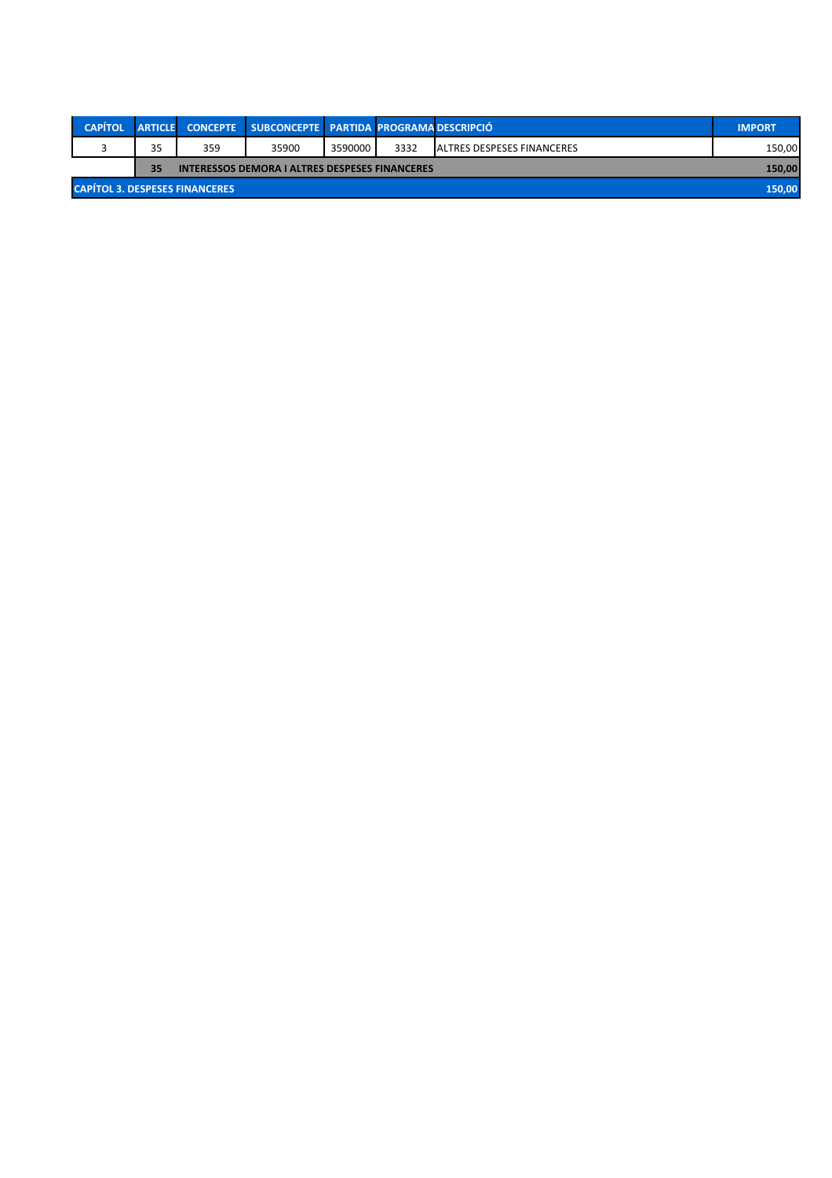| CAPÍTOL | ARTICLE | CONCEPTE | SUBCONCEPTE | PARTIDA | PROGRAMA | DESCRIPCIÓ | IMPORT |
|---|---|---|---|---|---|---|---|
| 3 | 35 | 359 | 35900 | 3590000 | 3332 | ALTRES DESPESES FINANCERES | 150,00 |
| | **35** | **INTERESSOS DEMORA I ALTRES DESPESES FINANCERES** | | | | | **150,00** |
| **CAPÍTOL 3. DESPESES FINANCERES** | | | | | | | **150,00** |